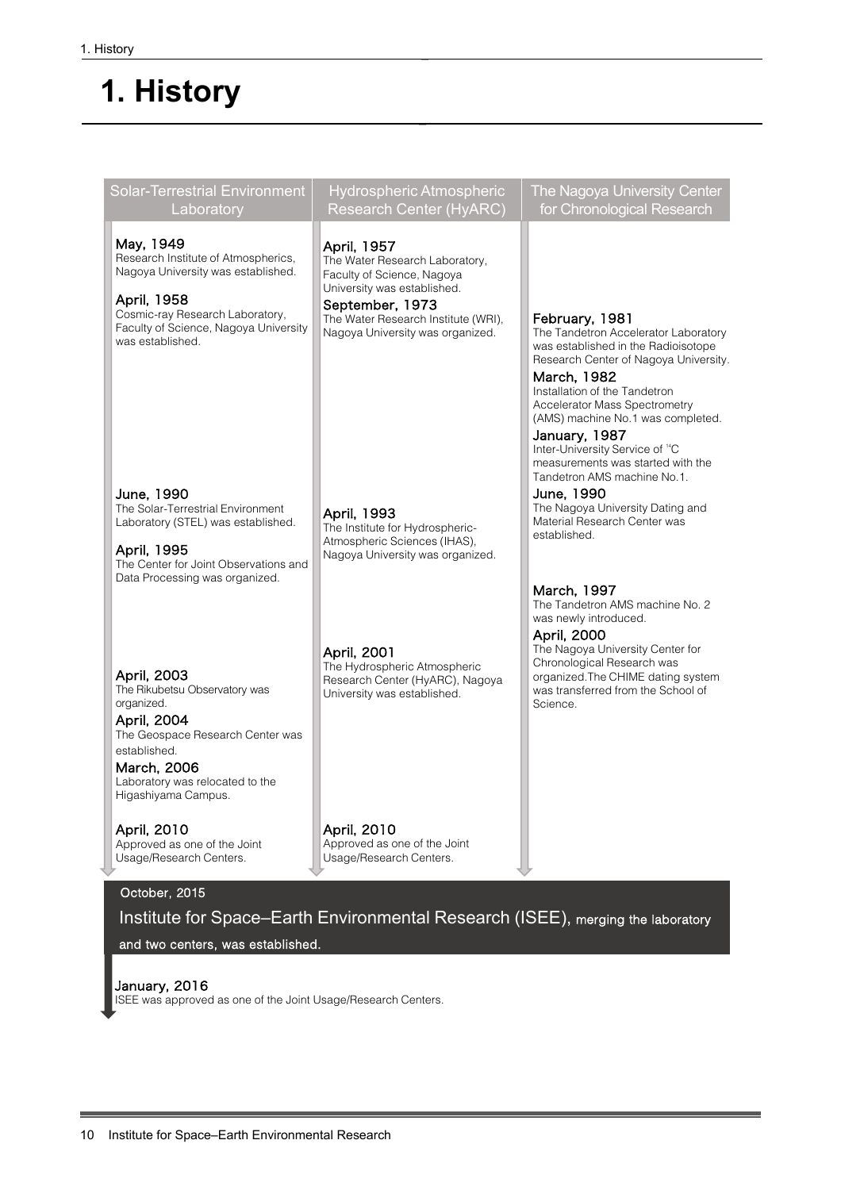# 1. History

## Solar-Terrestrial Environment Laboratory

**May, 1949**
Research Institute of Atmospherics, Nagoya University was established.

**April, 1958**
Cosmic-ray Research Laboratory, Faculty of Science, Nagoya University was established.

**June, 1990**
The Solar-Terrestrial Environment Laboratory (STEL) was established.

**April, 1995**
The Center for Joint Observations and Data Processing was organized.

**April, 2003**
The Rikubetsu Observatory was organized.

**April, 2004**
The Geospace Research Center was established.

**March, 2006**
Laboratory was relocated to the Higashiyama Campus.

**April, 2010**
Approved as one of the Joint Usage/Research Centers.

## Hydrospheric Atmospheric Research Center (HyARC)

**April, 1957**
The Water Research Laboratory, Faculty of Science, Nagoya University was established.

**September, 1973**
The Water Research Institute (WRI), Nagoya University was organized.

**April, 1993**
The Institute for Hydrospheric-Atmospheric Sciences (IHAS), Nagoya University was organized.

**April, 2001**
The Hydrospheric Atmospheric Research Center (HyARC), Nagoya University was established.

**April, 2010**
Approved as one of the Joint Usage/Research Centers.

## The Nagoya University Center for Chronological Research

**February, 1981**
The Tandetron Accelerator Laboratory was established in the Radioisotope Research Center of Nagoya University.

**March, 1982**
Installation of the Tandetron Accelerator Mass Spectrometry (AMS) machine No.1 was completed.

**January, 1987**
Inter-University Service of $^{14}$C measurements was started with the Tandetron AMS machine No.1.

**June, 1990**
The Nagoya University Dating and Material Research Center was established.

**March, 1997**
The Tandetron AMS machine No. 2 was newly introduced.

**April, 2000**
The Nagoya University Center for Chronological Research was organized. The CHIME dating system was transferred from the School of Science.

## October, 2015

Institute for Space–Earth Environmental Research (ISEE), merging the laboratory and two centers, was established.

**January, 2016**
ISEE was approved as one of the Joint Usage/Research Centers.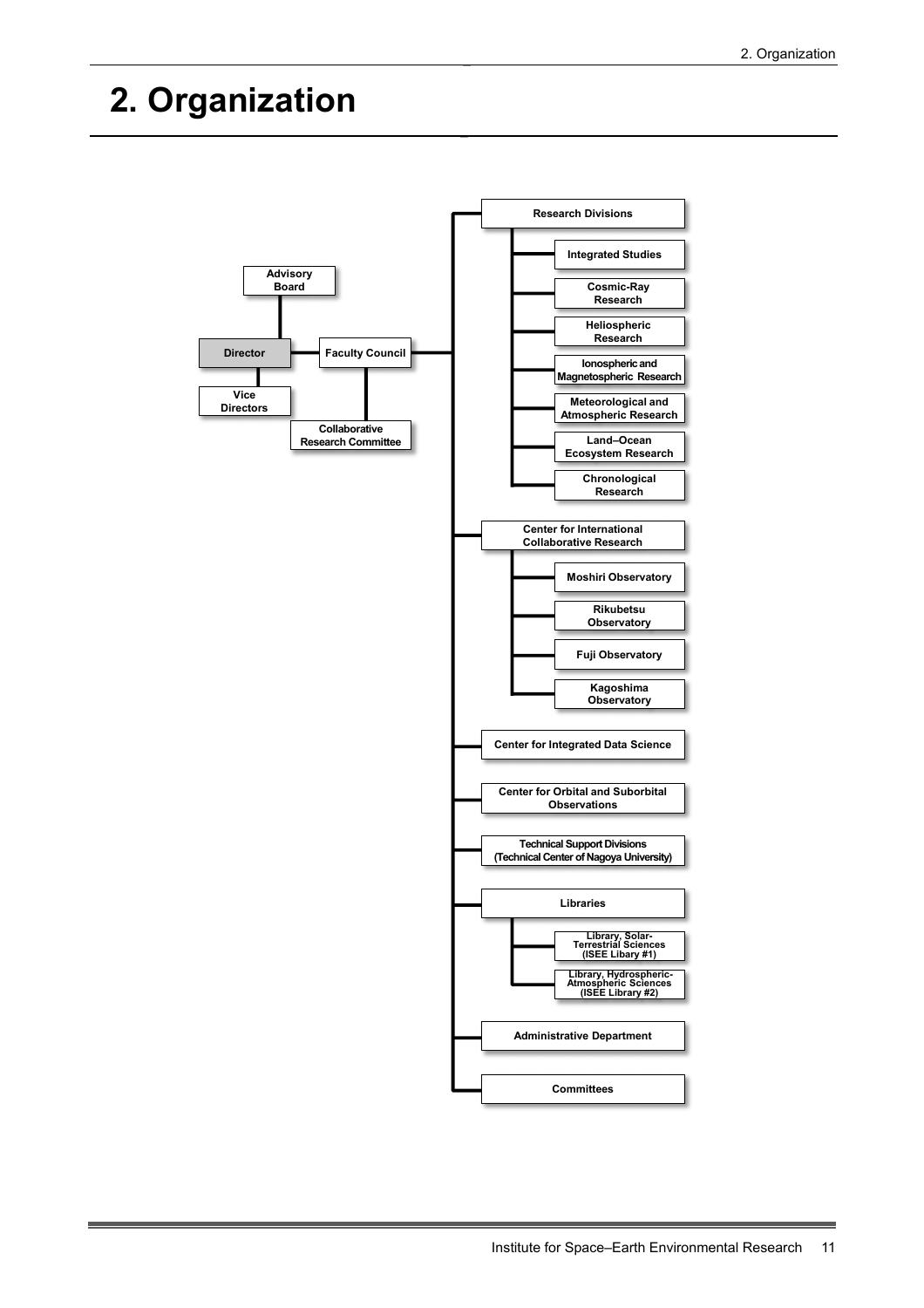# 2. Organization

- Advisory Board
- Director
  - Vice Directors
- Faculty Council
  - Collaborative Research Committee
- Research Divisions
  - Integrated Studies
  - Cosmic-Ray Research
  - Heliospheric Research
  - Ionospheric and Magnetospheric Research
  - Meteorological and Atmospheric Research
  - Land–Ocean Ecosystem Research
  - Chronological Research
- Center for International Collaborative Research
  - Moshiri Observatory
  - Rikubetsu Observatory
  - Fuji Observatory
  - Kagoshima Observatory
- Center for Integrated Data Science
- Center for Orbital and Suborbital Observations
- Technical Support Divisions (Technical Center of Nagoya University)
- Libraries
  - Library, Solar-Terrestrial Sciences (ISEE Libary #1)
  - Library, Hydrospheric-Atmospheric Sciences (ISEE Library #2)
- Administrative Department
- Committees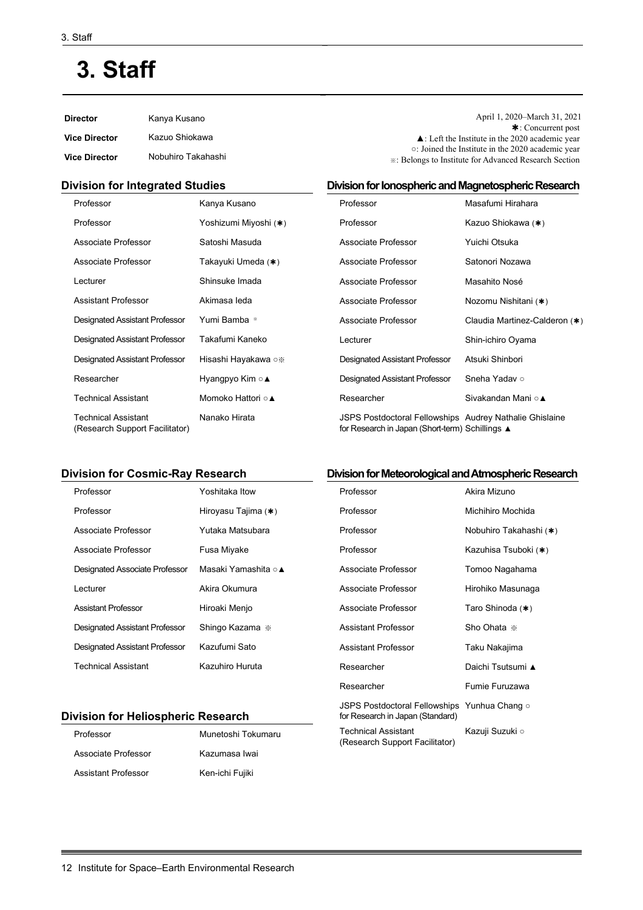# 3. Staff

| | |
|---|---|
| **Director** | Kanya Kusano |
| **Vice Director** | Kazuo Shiokawa |
| **Vice Director** | Nobuhiro Takahashi |

April 1, 2020–March 31, 2021
✱: Concurrent post
▲: Left the Institute in the 2020 academic year
○: Joined the Institute in the 2020 academic year
※: Belongs to Institute for Advanced Research Section

## Division for Integrated Studies

| | |
|---|---|
| Professor | Kanya Kusano |
| Professor | Yoshizumi Miyoshi (✱) |
| Associate Professor | Satoshi Masuda |
| Associate Professor | Takayuki Umeda (✱) |
| Lecturer | Shinsuke Imada |
| Assistant Professor | Akimasa Ieda |
| Designated Assistant Professor | Yumi Bamba ※ |
| Designated Assistant Professor | Takafumi Kaneko |
| Designated Assistant Professor | Hisashi Hayakawa ○※ |
| Researcher | Hyangpyo Kim ○▲ |
| Technical Assistant | Momoko Hattori ○▲ |
| Technical Assistant (Research Support Facilitator) | Nanako Hirata |

## Division for Cosmic-Ray Research

| | |
|---|---|
| Professor | Yoshitaka Itow |
| Professor | Hiroyasu Tajima (✱) |
| Associate Professor | Yutaka Matsubara |
| Associate Professor | Fusa Miyake |
| Designated Associate Professor | Masaki Yamashita ○▲ |
| Lecturer | Akira Okumura |
| Assistant Professor | Hiroaki Menjo |
| Designated Assistant Professor | Shingo Kazama ※ |
| Designated Assistant Professor | Kazufumi Sato |
| Technical Assistant | Kazuhiro Huruta |

## Division for Heliospheric Research

| | |
|---|---|
| Professor | Munetoshi Tokumaru |
| Associate Professor | Kazumasa Iwai |
| Assistant Professor | Ken-ichi Fujiki |

## Division for Ionospheric and Magnetospheric Research

| | |
|---|---|
| Professor | Masafumi Hirahara |
| Professor | Kazuo Shiokawa (✱) |
| Associate Professor | Yuichi Otsuka |
| Associate Professor | Satonori Nozawa |
| Associate Professor | Masahito Nosé |
| Associate Professor | Nozomu Nishitani (✱) |
| Associate Professor | Claudia Martinez-Calderon (✱) |
| Lecturer | Shin-ichiro Oyama |
| Designated Assistant Professor | Atsuki Shinbori |
| Designated Assistant Professor | Sneha Yadav ○ |
| Researcher | Sivakandan Mani ○▲ |
| JSPS Postdoctoral Fellowships for Research in Japan (Short-term) | Audrey Nathalie Ghislaine Schillings ▲ |

## Division for Meteorological and Atmospheric Research

| | |
|---|---|
| Professor | Akira Mizuno |
| Professor | Michihiro Mochida |
| Professor | Nobuhiro Takahashi (✱) |
| Professor | Kazuhisa Tsuboki (✱) |
| Associate Professor | Tomoo Nagahama |
| Associate Professor | Hirohiko Masunaga |
| Associate Professor | Taro Shinoda (✱) |
| Assistant Professor | Sho Ohata ※ |
| Assistant Professor | Taku Nakajima |
| Researcher | Daichi Tsutsumi ▲ |
| Researcher | Fumie Furuzawa |
| JSPS Postdoctoral Fellowships for Research in Japan (Standard) | Yunhua Chang ○ |
| Technical Assistant (Research Support Facilitator) | Kazuji Suzuki ○ |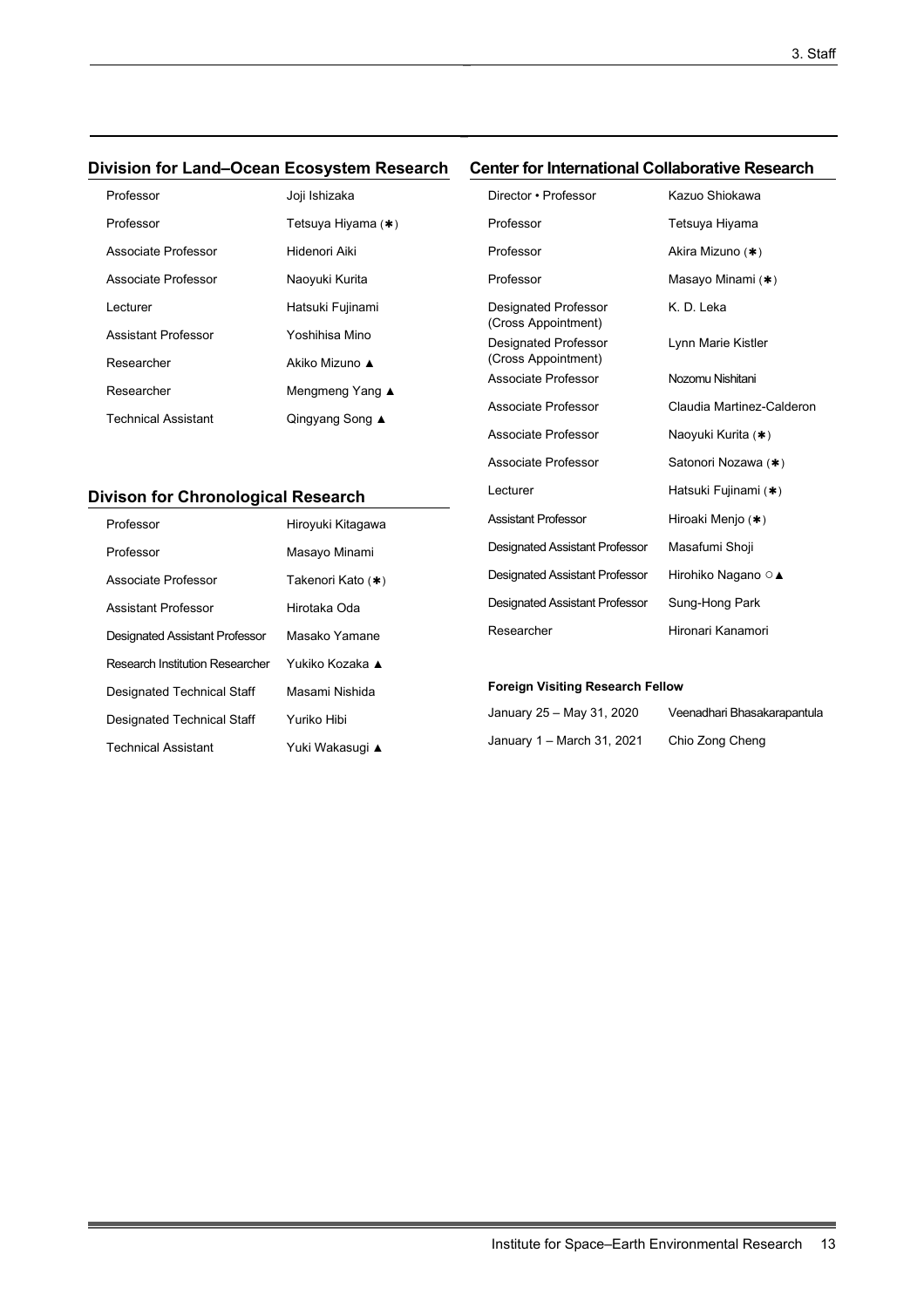## Division for Land–Ocean Ecosystem Research

| | |
|---|---|
| Professor | Joji Ishizaka |
| Professor | Tetsuya Hiyama (✱) |
| Associate Professor | Hidenori Aiki |
| Associate Professor | Naoyuki Kurita |
| Lecturer | Hatsuki Fujinami |
| Assistant Professor | Yoshihisa Mino |
| Researcher | Akiko Mizuno ▲ |
| Researcher | Mengmeng Yang ▲ |
| Technical Assistant | Qingyang Song ▲ |

## Divison for Chronological Research

| | |
|---|---|
| Professor | Hiroyuki Kitagawa |
| Professor | Masayo Minami |
| Associate Professor | Takenori Kato (✱) |
| Assistant Professor | Hirotaka Oda |
| Designated Assistant Professor | Masako Yamane |
| Research Institution Researcher | Yukiko Kozaka ▲ |
| Designated Technical Staff | Masami Nishida |
| Designated Technical Staff | Yuriko Hibi |
| Technical Assistant | Yuki Wakasugi ▲ |

## Center for International Collaborative Research

| | |
|---|---|
| Director • Professor | Kazuo Shiokawa |
| Professor | Tetsuya Hiyama |
| Professor | Akira Mizuno (✱) |
| Professor | Masayo Minami (✱) |
| Designated Professor (Cross Appointment) | K. D. Leka |
| Designated Professor (Cross Appointment) | Lynn Marie Kistler |
| Associate Professor | Nozomu Nishitani |
| Associate Professor | Claudia Martinez-Calderon |
| Associate Professor | Naoyuki Kurita (✱) |
| Associate Professor | Satonori Nozawa (✱) |
| Lecturer | Hatsuki Fujinami (✱) |
| Assistant Professor | Hiroaki Menjo (✱) |
| Designated Assistant Professor | Masafumi Shoji |
| Designated Assistant Professor | Hirohiko Nagano ○▲ |
| Designated Assistant Professor | Sung-Hong Park |
| Researcher | Hironari Kanamori |

**Foreign Visiting Research Fellow**

| | |
|---|---|
| January 25 – May 31, 2020 | Veenadhari Bhasakarapantula |
| January 1 – March 31, 2021 | Chio Zong Cheng |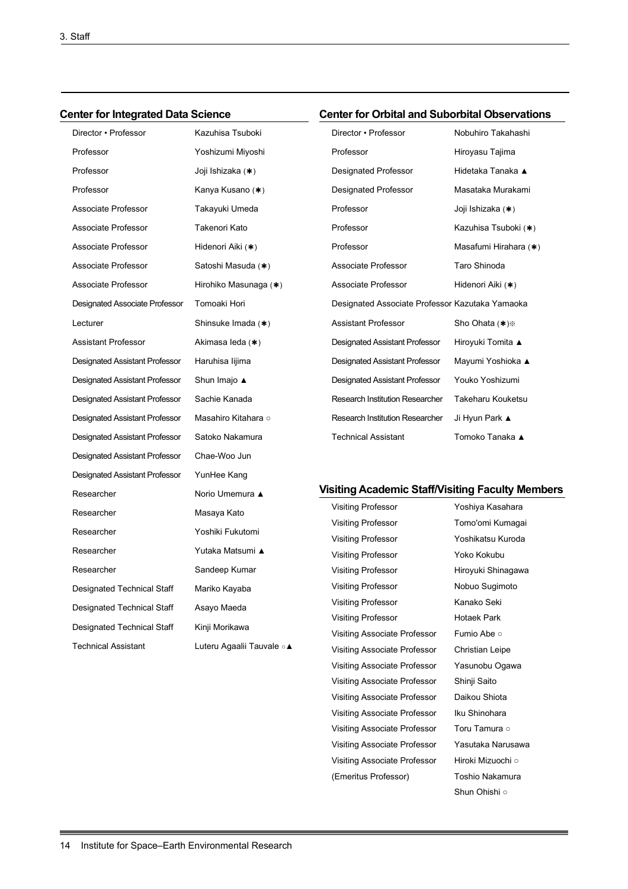## Center for Integrated Data Science

| | |
|---|---|
| Director • Professor | Kazuhisa Tsuboki |
| Professor | Yoshizumi Miyoshi |
| Professor | Joji Ishizaka (✱) |
| Professor | Kanya Kusano (✱) |
| Associate Professor | Takayuki Umeda |
| Associate Professor | Takenori Kato |
| Associate Professor | Hidenori Aiki (✱) |
| Associate Professor | Satoshi Masuda (✱) |
| Associate Professor | Hirohiko Masunaga (✱) |
| Designated Associate Professor | Tomoaki Hori |
| Lecturer | Shinsuke Imada (✱) |
| Assistant Professor | Akimasa Ieda (✱) |
| Designated Assistant Professor | Haruhisa Iijima |
| Designated Assistant Professor | Shun Imajo ▲ |
| Designated Assistant Professor | Sachie Kanada |
| Designated Assistant Professor | Masahiro Kitahara ○ |
| Designated Assistant Professor | Satoko Nakamura |
| Designated Assistant Professor | Chae-Woo Jun |
| Designated Assistant Professor | YunHee Kang |
| Researcher | Norio Umemura ▲ |
| Researcher | Masaya Kato |
| Researcher | Yoshiki Fukutomi |
| Researcher | Yutaka Matsumi ▲ |
| Researcher | Sandeep Kumar |
| Designated Technical Staff | Mariko Kayaba |
| Designated Technical Staff | Asayo Maeda |
| Designated Technical Staff | Kinji Morikawa |
| Technical Assistant | Luteru Agaalii Tauvale ○▲ |

## Center for Orbital and Suborbital Observations

| | |
|---|---|
| Director • Professor | Nobuhiro Takahashi |
| Professor | Hiroyasu Tajima |
| Designated Professor | Hidetaka Tanaka ▲ |
| Designated Professor | Masataka Murakami |
| Professor | Joji Ishizaka (✱) |
| Professor | Kazuhisa Tsuboki (✱) |
| Professor | Masafumi Hirahara (✱) |
| Associate Professor | Taro Shinoda |
| Associate Professor | Hidenori Aiki (✱) |
| Designated Associate Professor | Kazutaka Yamaoka |
| Assistant Professor | Sho Ohata (✱)※ |
| Designated Assistant Professor | Hiroyuki Tomita ▲ |
| Designated Assistant Professor | Mayumi Yoshioka ▲ |
| Designated Assistant Professor | Youko Yoshizumi |
| Research Institution Researcher | Takeharu Kouketsu |
| Research Institution Researcher | Ji Hyun Park ▲ |
| Technical Assistant | Tomoko Tanaka ▲ |

## Visiting Academic Staff/Visiting Faculty Members

| | |
|---|---|
| Visiting Professor | Yoshiya Kasahara |
| Visiting Professor | Tomo'omi Kumagai |
| Visiting Professor | Yoshikatsu Kuroda |
| Visiting Professor | Yoko Kokubu |
| Visiting Professor | Hiroyuki Shinagawa |
| Visiting Professor | Nobuo Sugimoto |
| Visiting Professor | Kanako Seki |
| Visiting Professor | Hotaek Park |
| Visiting Associate Professor | Fumio Abe ○ |
| Visiting Associate Professor | Christian Leipe |
| Visiting Associate Professor | Yasunobu Ogawa |
| Visiting Associate Professor | Shinji Saito |
| Visiting Associate Professor | Daikou Shiota |
| Visiting Associate Professor | Iku Shinohara |
| Visiting Associate Professor | Toru Tamura ○ |
| Visiting Associate Professor | Yasutaka Narusawa |
| Visiting Associate Professor | Hiroki Mizuochi ○ |
| (Emeritus Professor) | Toshio Nakamura |
| | Shun Ohishi ○ |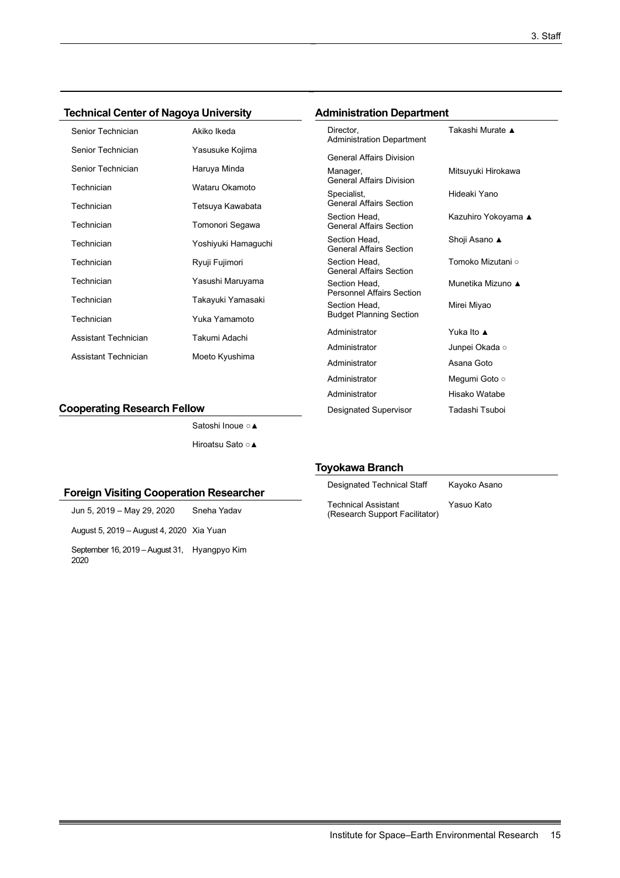## Technical Center of Nagoya University

| | |
|---|---|
| Senior Technician | Akiko Ikeda |
| Senior Technician | Yasusuke Kojima |
| Senior Technician | Haruya Minda |
| Technician | Wataru Okamoto |
| Technician | Tetsuya Kawabata |
| Technician | Tomonori Segawa |
| Technician | Yoshiyuki Hamaguchi |
| Technician | Ryuji Fujimori |
| Technician | Yasushi Maruyama |
| Technician | Takayuki Yamasaki |
| Technician | Yuka Yamamoto |
| Assistant Technician | Takumi Adachi |
| Assistant Technician | Moeto Kyushima |

## Cooperating Research Fellow

Satoshi Inoue ○▲

Hiroatsu Sato ○▲

## Foreign Visiting Cooperation Researcher

| | |
|---|---|
| Jun 5, 2019 – May 29, 2020 | Sneha Yadav |
| August 5, 2019 – August 4, 2020 | Xia Yuan |
| September 16, 2019 – August 31, 2020 | Hyangpyo Kim |

## Administration Department

| | |
|---|---|
| Director, Administration Department | Takashi Murate ▲ |
| General Affairs Division | |
| Manager, General Affairs Division | Mitsuyuki Hirokawa |
| Specialist, General Affairs Section | Hideaki Yano |
| Section Head, General Affairs Section | Kazuhiro Yokoyama ▲ |
| Section Head, General Affairs Section | Shoji Asano ▲ |
| Section Head, General Affairs Section | Tomoko Mizutani ○ |
| Section Head, Personnel Affairs Section | Munetika Mizuno ▲ |
| Section Head, Budget Planning Section | Mirei Miyao |
| Administrator | Yuka Ito ▲ |
| Administrator | Junpei Okada ○ |
| Administrator | Asana Goto |
| Administrator | Megumi Goto ○ |
| Administrator | Hisako Watabe |
| Designated Supervisor | Tadashi Tsuboi |

## Toyokawa Branch

| | |
|---|---|
| Designated Technical Staff | Kayoko Asano |
| Technical Assistant (Research Support Facilitator) | Yasuo Kato |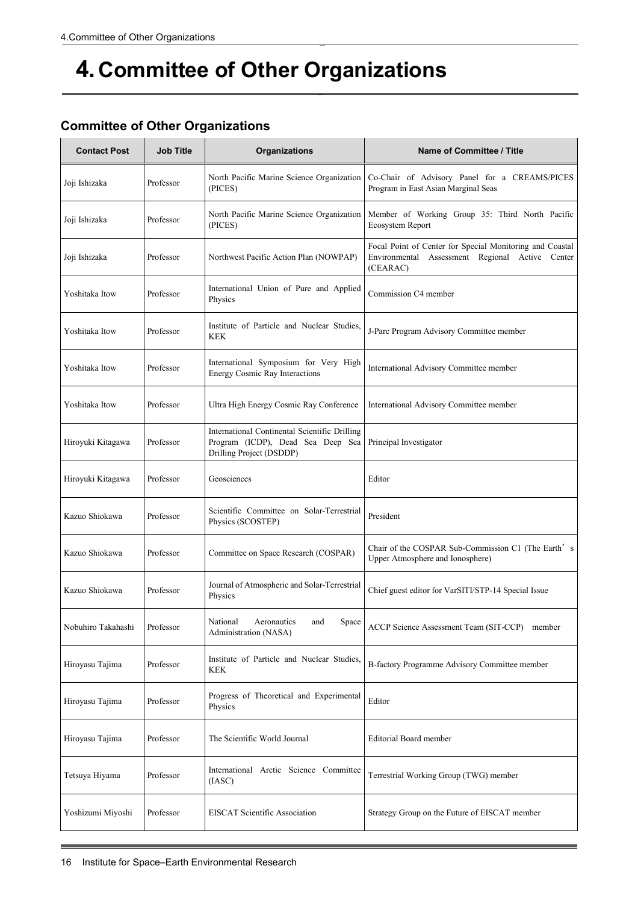# 4. Committee of Other Organizations

## Committee of Other Organizations

| Contact Post | Job Title | Organizations | Name of Committee / Title |
|---|---|---|---|
| Joji Ishizaka | Professor | North Pacific Marine Science Organization (PICES) | Co-Chair of Advisory Panel for a CREAMS/PICES Program in East Asian Marginal Seas |
| Joji Ishizaka | Professor | North Pacific Marine Science Organization (PICES) | Member of Working Group 35: Third North Pacific Ecosystem Report |
| Joji Ishizaka | Professor | Northwest Pacific Action Plan (NOWPAP) | Focal Point of Center for Special Monitoring and Coastal Environmental Assessment Regional Active Center (CEARAC) |
| Yoshitaka Itow | Professor | International Union of Pure and Applied Physics | Commission C4 member |
| Yoshitaka Itow | Professor | Institute of Particle and Nuclear Studies, KEK | J-Parc Program Advisory Committee member |
| Yoshitaka Itow | Professor | International Symposium for Very High Energy Cosmic Ray Interactions | International Advisory Committee member |
| Yoshitaka Itow | Professor | Ultra High Energy Cosmic Ray Conference | International Advisory Committee member |
| Hiroyuki Kitagawa | Professor | International Continental Scientific Drilling Program (ICDP), Dead Sea Deep Sea Drilling Project (DSDDP) | Principal Investigator |
| Hiroyuki Kitagawa | Professor | Geosciences | Editor |
| Kazuo Shiokawa | Professor | Scientific Committee on Solar-Terrestrial Physics (SCOSTEP) | President |
| Kazuo Shiokawa | Professor | Committee on Space Research (COSPAR) | Chair of the COSPAR Sub-Commission C1 (The Earth's Upper Atmosphere and Ionosphere) |
| Kazuo Shiokawa | Professor | Journal of Atmospheric and Solar-Terrestrial Physics | Chief guest editor for VarSITI/STP-14 Special Issue |
| Nobuhiro Takahashi | Professor | National Aeronautics and Space Administration (NASA) | ACCP Science Assessment Team (SIT-CCP) member |
| Hiroyasu Tajima | Professor | Institute of Particle and Nuclear Studies, KEK | B-factory Programme Advisory Committee member |
| Hiroyasu Tajima | Professor | Progress of Theoretical and Experimental Physics | Editor |
| Hiroyasu Tajima | Professor | The Scientific World Journal | Editorial Board member |
| Tetsuya Hiyama | Professor | International Arctic Science Committee (IASC) | Terrestrial Working Group (TWG) member |
| Yoshizumi Miyoshi | Professor | EISCAT Scientific Association | Strategy Group on the Future of EISCAT member |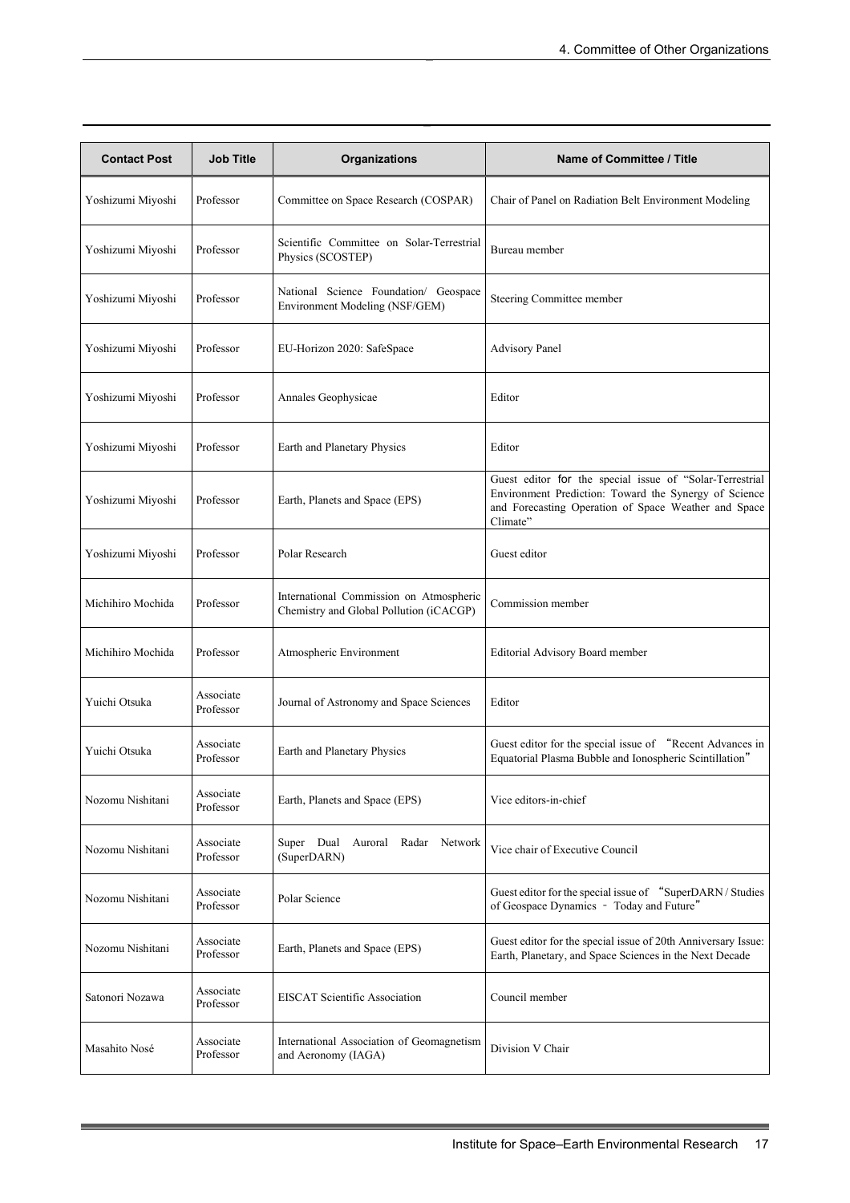| Contact Post | Job Title | Organizations | Name of Committee / Title |
|---|---|---|---|
| Yoshizumi Miyoshi | Professor | Committee on Space Research (COSPAR) | Chair of Panel on Radiation Belt Environment Modeling |
| Yoshizumi Miyoshi | Professor | Scientific Committee on Solar-Terrestrial Physics (SCOSTEP) | Bureau member |
| Yoshizumi Miyoshi | Professor | National Science Foundation/ Geospace Environment Modeling (NSF/GEM) | Steering Committee member |
| Yoshizumi Miyoshi | Professor | EU-Horizon 2020: SafeSpace | Advisory Panel |
| Yoshizumi Miyoshi | Professor | Annales Geophysicae | Editor |
| Yoshizumi Miyoshi | Professor | Earth and Planetary Physics | Editor |
| Yoshizumi Miyoshi | Professor | Earth, Planets and Space (EPS) | Guest editor for the special issue of "Solar-Terrestrial Environment Prediction: Toward the Synergy of Science and Forecasting Operation of Space Weather and Space Climate" |
| Yoshizumi Miyoshi | Professor | Polar Research | Guest editor |
| Michihiro Mochida | Professor | International Commission on Atmospheric Chemistry and Global Pollution (iCACGP) | Commission member |
| Michihiro Mochida | Professor | Atmospheric Environment | Editorial Advisory Board member |
| Yuichi Otsuka | Associate Professor | Journal of Astronomy and Space Sciences | Editor |
| Yuichi Otsuka | Associate Professor | Earth and Planetary Physics | Guest editor for the special issue of "Recent Advances in Equatorial Plasma Bubble and Ionospheric Scintillation" |
| Nozomu Nishitani | Associate Professor | Earth, Planets and Space (EPS) | Vice editors-in-chief |
| Nozomu Nishitani | Associate Professor | Super Dual Auroral Radar Network (SuperDARN) | Vice chair of Executive Council |
| Nozomu Nishitani | Associate Professor | Polar Science | Guest editor for the special issue of "SuperDARN / Studies of Geospace Dynamics - Today and Future" |
| Nozomu Nishitani | Associate Professor | Earth, Planets and Space (EPS) | Guest editor for the special issue of 20th Anniversary Issue: Earth, Planetary, and Space Sciences in the Next Decade |
| Satonori Nozawa | Associate Professor | EISCAT Scientific Association | Council member |
| Masahito Nosé | Associate Professor | International Association of Geomagnetism and Aeronomy (IAGA) | Division V Chair |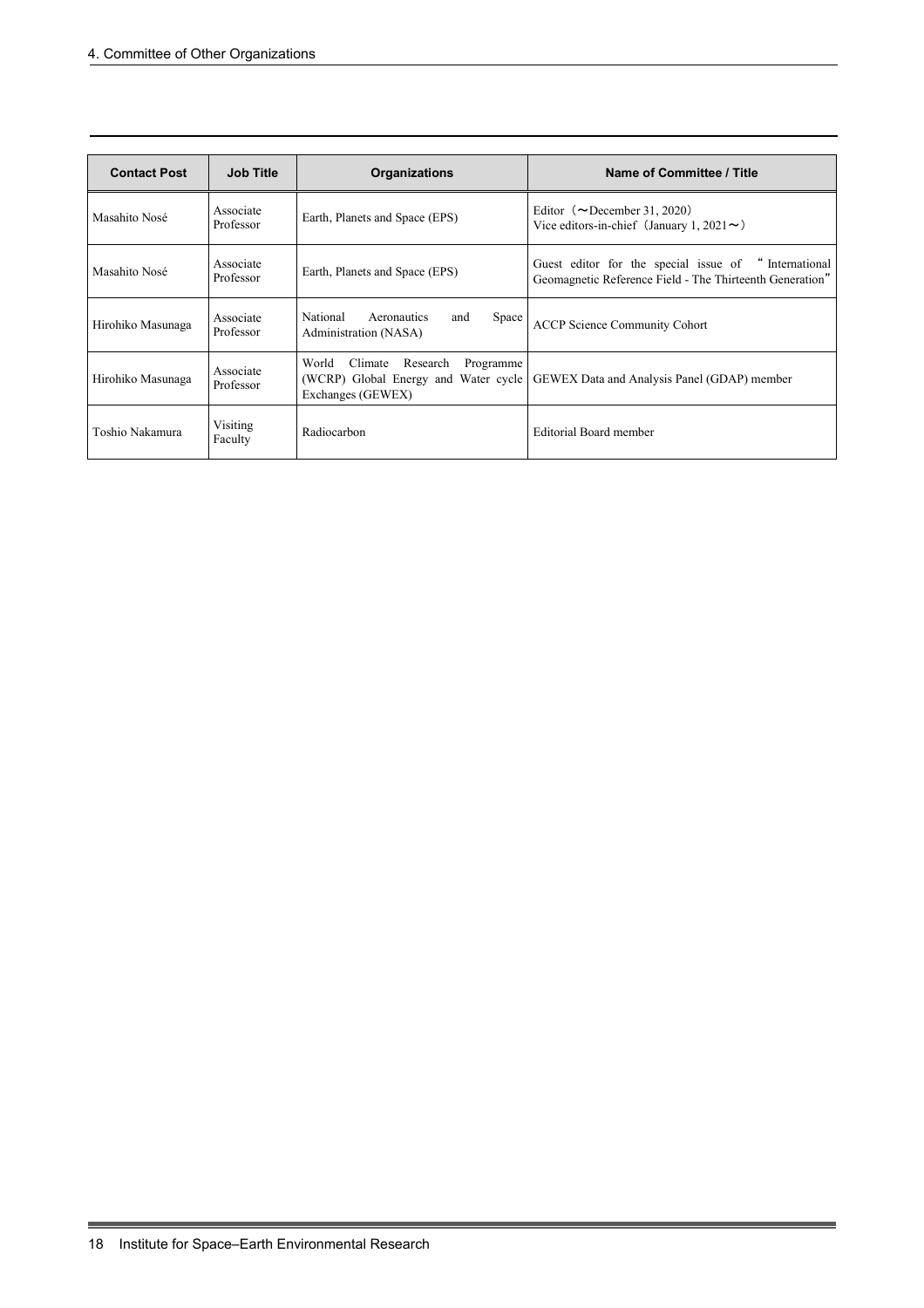| Contact Post | Job Title | Organizations | Name of Committee / Title |
| --- | --- | --- | --- |
| Masahito Nosé | Associate Professor | Earth, Planets and Space (EPS) | Editor（～December 31, 2020）<br>Vice editors-in-chief（January 1, 2021～） |
| Masahito Nosé | Associate Professor | Earth, Planets and Space (EPS) | Guest editor for the special issue of "International Geomagnetic Reference Field - The Thirteenth Generation" |
| Hirohiko Masunaga | Associate Professor | National Aeronautics and Space Administration (NASA) | ACCP Science Community Cohort |
| Hirohiko Masunaga | Associate Professor | World Climate Research Programme (WCRP) Global Energy and Water cycle Exchanges (GEWEX) | GEWEX Data and Analysis Panel (GDAP) member |
| Toshio Nakamura | Visiting Faculty | Radiocarbon | Editorial Board member |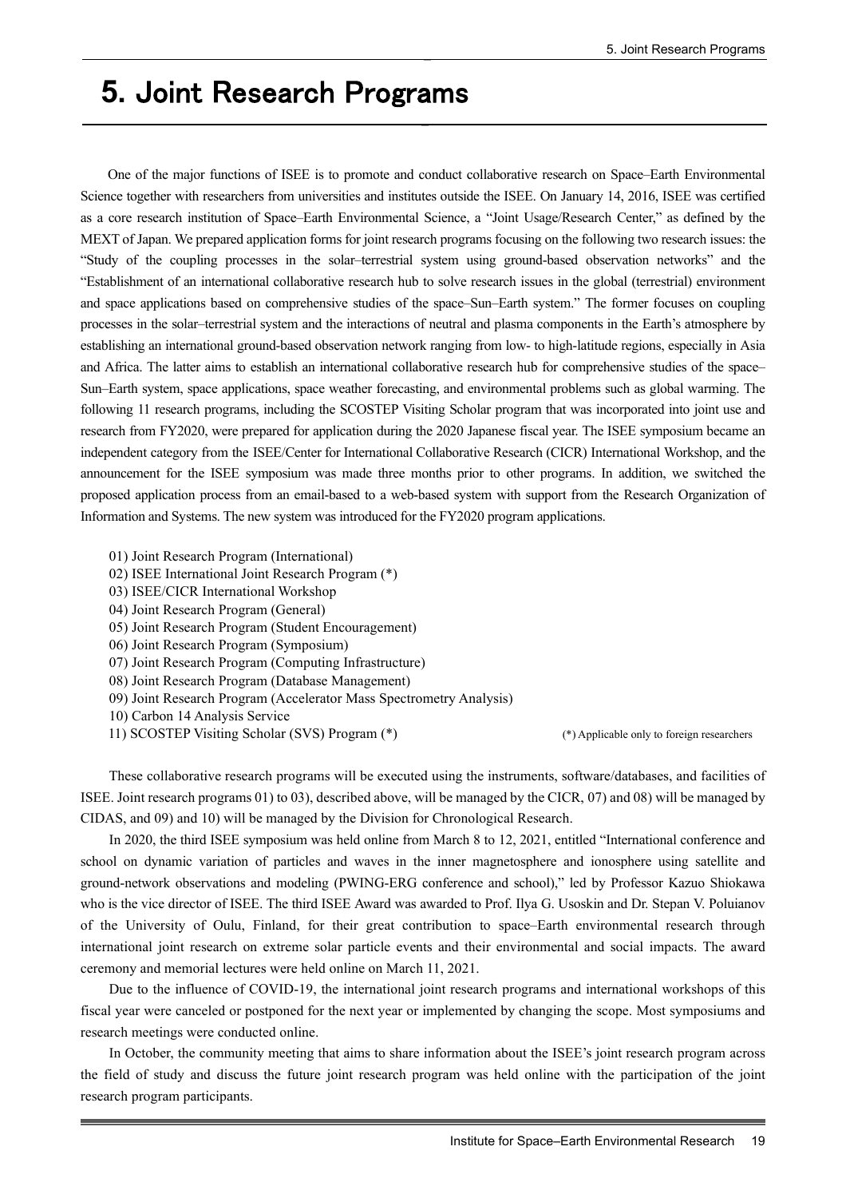# 5. Joint Research Programs

One of the major functions of ISEE is to promote and conduct collaborative research on Space–Earth Environmental Science together with researchers from universities and institutes outside the ISEE. On January 14, 2016, ISEE was certified as a core research institution of Space–Earth Environmental Science, a "Joint Usage/Research Center," as defined by the MEXT of Japan. We prepared application forms for joint research programs focusing on the following two research issues: the "Study of the coupling processes in the solar–terrestrial system using ground-based observation networks" and the "Establishment of an international collaborative research hub to solve research issues in the global (terrestrial) environment and space applications based on comprehensive studies of the space–Sun–Earth system." The former focuses on coupling processes in the solar–terrestrial system and the interactions of neutral and plasma components in the Earth's atmosphere by establishing an international ground-based observation network ranging from low- to high-latitude regions, especially in Asia and Africa. The latter aims to establish an international collaborative research hub for comprehensive studies of the space–Sun–Earth system, space applications, space weather forecasting, and environmental problems such as global warming. The following 11 research programs, including the SCOSTEP Visiting Scholar program that was incorporated into joint use and research from FY2020, were prepared for application during the 2020 Japanese fiscal year. The ISEE symposium became an independent category from the ISEE/Center for International Collaborative Research (CICR) International Workshop, and the announcement for the ISEE symposium was made three months prior to other programs. In addition, we switched the proposed application process from an email-based to a web-based system with support from the Research Organization of Information and Systems. The new system was introduced for the FY2020 program applications.

01) Joint Research Program (International)
02) ISEE International Joint Research Program (*)
03) ISEE/CICR International Workshop
04) Joint Research Program (General)
05) Joint Research Program (Student Encouragement)
06) Joint Research Program (Symposium)
07) Joint Research Program (Computing Infrastructure)
08) Joint Research Program (Database Management)
09) Joint Research Program (Accelerator Mass Spectrometry Analysis)
10) Carbon 14 Analysis Service
11) SCOSTEP Visiting Scholar (SVS) Program (*)

(*) Applicable only to foreign researchers

These collaborative research programs will be executed using the instruments, software/databases, and facilities of ISEE. Joint research programs 01) to 03), described above, will be managed by the CICR, 07) and 08) will be managed by CIDAS, and 09) and 10) will be managed by the Division for Chronological Research.

In 2020, the third ISEE symposium was held online from March 8 to 12, 2021, entitled "International conference and school on dynamic variation of particles and waves in the inner magnetosphere and ionosphere using satellite and ground-network observations and modeling (PWING-ERG conference and school)," led by Professor Kazuo Shiokawa who is the vice director of ISEE. The third ISEE Award was awarded to Prof. Ilya G. Usoskin and Dr. Stepan V. Poluianov of the University of Oulu, Finland, for their great contribution to space–Earth environmental research through international joint research on extreme solar particle events and their environmental and social impacts. The award ceremony and memorial lectures were held online on March 11, 2021.

Due to the influence of COVID-19, the international joint research programs and international workshops of this fiscal year were canceled or postponed for the next year or implemented by changing the scope. Most symposiums and research meetings were conducted online.

In October, the community meeting that aims to share information about the ISEE's joint research program across the field of study and discuss the future joint research program was held online with the participation of the joint research program participants.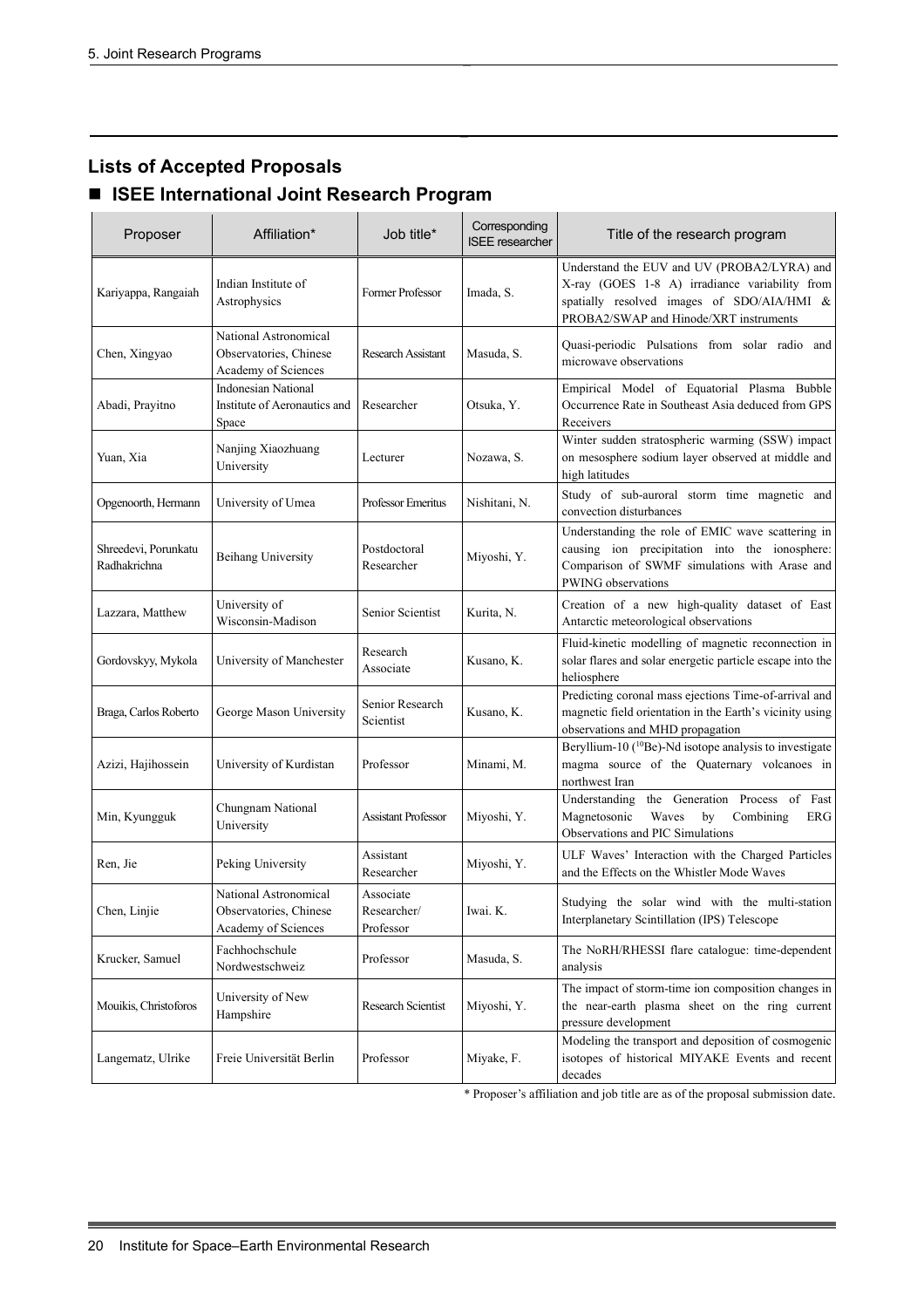## Lists of Accepted Proposals

### ■ ISEE International Joint Research Program

| Proposer | Affiliation* | Job title* | Corresponding ISEE researcher | Title of the research program |
|---|---|---|---|---|
| Kariyappa, Rangaiah | Indian Institute of Astrophysics | Former Professor | Imada, S. | Understand the EUV and UV (PROBA2/LYRA) and X-ray (GOES 1-8 A) irradiance variability from spatially resolved images of SDO/AIA/HMI & PROBA2/SWAP and Hinode/XRT instruments |
| Chen, Xingyao | National Astronomical Observatories, Chinese Academy of Sciences | Research Assistant | Masuda, S. | Quasi-periodic Pulsations from solar radio and microwave observations |
| Abadi, Prayitno | Indonesian National Institute of Aeronautics and Space | Researcher | Otsuka, Y. | Empirical Model of Equatorial Plasma Bubble Occurrence Rate in Southeast Asia deduced from GPS Receivers |
| Yuan, Xia | Nanjing Xiaozhuang University | Lecturer | Nozawa, S. | Winter sudden stratospheric warming (SSW) impact on mesosphere sodium layer observed at middle and high latitudes |
| Opgenoorth, Hermann | University of Umea | Professor Emeritus | Nishitani, N. | Study of sub-auroral storm time magnetic and convection disturbances |
| Shreedevi, Porunkatu Radhakrichna | Beihang University | Postdoctoral Researcher | Miyoshi, Y. | Understanding the role of EMIC wave scattering in causing ion precipitation into the ionosphere: Comparison of SWMF simulations with Arase and PWING observations |
| Lazzara, Matthew | University of Wisconsin-Madison | Senior Scientist | Kurita, N. | Creation of a new high-quality dataset of East Antarctic meteorological observations |
| Gordovskyy, Mykola | University of Manchester | Research Associate | Kusano, K. | Fluid-kinetic modelling of magnetic reconnection in solar flares and solar energetic particle escape into the heliosphere |
| Braga, Carlos Roberto | George Mason University | Senior Research Scientist | Kusano, K. | Predicting coronal mass ejections Time-of-arrival and magnetic field orientation in the Earth's vicinity using observations and MHD propagation |
| Azizi, Hajihossein | University of Kurdistan | Professor | Minami, M. | Beryllium-10 ($^{10}$Be)-Nd isotope analysis to investigate magma source of the Quaternary volcanoes in northwest Iran |
| Min, Kyungguk | Chungnam National University | Assistant Professor | Miyoshi, Y. | Understanding the Generation Process of Fast Magnetosonic Waves by Combining ERG Observations and PIC Simulations |
| Ren, Jie | Peking University | Assistant Researcher | Miyoshi, Y. | ULF Waves' Interaction with the Charged Particles and the Effects on the Whistler Mode Waves |
| Chen, Linjie | National Astronomical Observatories, Chinese Academy of Sciences | Associate Researcher/ Professor | Iwai. K. | Studying the solar wind with the multi-station Interplanetary Scintillation (IPS) Telescope |
| Krucker, Samuel | Fachhochschule Nordwestschweiz | Professor | Masuda, S. | The NoRH/RHESSI flare catalogue: time-dependent analysis |
| Mouikis, Christoforos | University of New Hampshire | Research Scientist | Miyoshi, Y. | The impact of storm-time ion composition changes in the near-earth plasma sheet on the ring current pressure development |
| Langematz, Ulrike | Freie Universität Berlin | Professor | Miyake, F. | Modeling the transport and deposition of cosmogenic isotopes of historical MIYAKE Events and recent decades |

\* Proposer's affiliation and job title are as of the proposal submission date.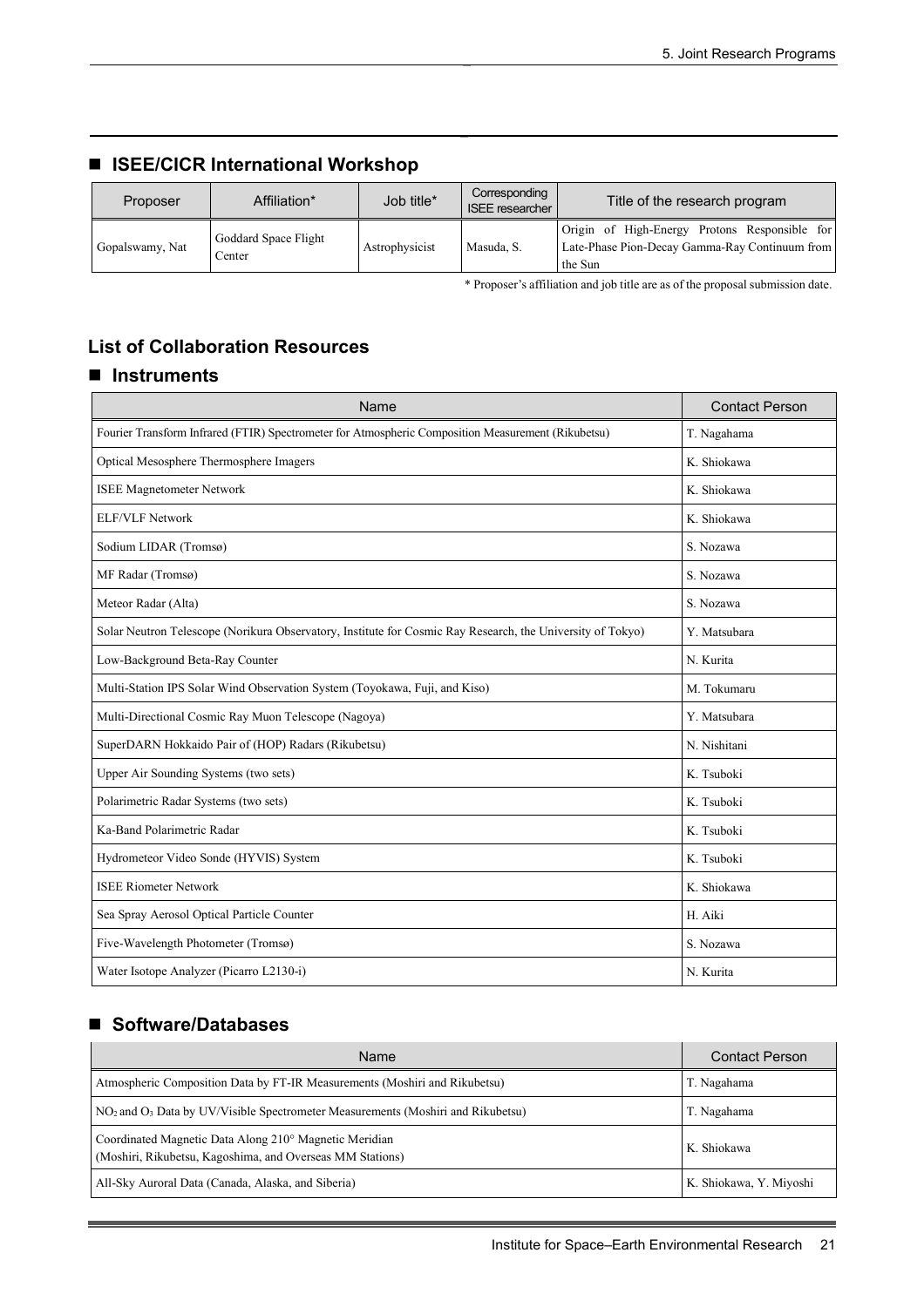## ■ ISEE/CICR International Workshop

| Proposer | Affiliation* | Job title* | Corresponding ISEE researcher | Title of the research program |
|---|---|---|---|---|
| Gopalswamy, Nat | Goddard Space Flight Center | Astrophysicist | Masuda, S. | Origin of High-Energy Protons Responsible for Late-Phase Pion-Decay Gamma-Ray Continuum from the Sun |

* Proposer's affiliation and job title are as of the proposal submission date.

## List of Collaboration Resources

### ■ Instruments

| Name | Contact Person |
|---|---|
| Fourier Transform Infrared (FTIR) Spectrometer for Atmospheric Composition Measurement (Rikubetsu) | T. Nagahama |
| Optical Mesosphere Thermosphere Imagers | K. Shiokawa |
| ISEE Magnetometer Network | K. Shiokawa |
| ELF/VLF Network | K. Shiokawa |
| Sodium LIDAR (Tromsø) | S. Nozawa |
| MF Radar (Tromsø) | S. Nozawa |
| Meteor Radar (Alta) | S. Nozawa |
| Solar Neutron Telescope (Norikura Observatory, Institute for Cosmic Ray Research, the University of Tokyo) | Y. Matsubara |
| Low-Background Beta-Ray Counter | N. Kurita |
| Multi-Station IPS Solar Wind Observation System (Toyokawa, Fuji, and Kiso) | M. Tokumaru |
| Multi-Directional Cosmic Ray Muon Telescope (Nagoya) | Y. Matsubara |
| SuperDARN Hokkaido Pair of (HOP) Radars (Rikubetsu) | N. Nishitani |
| Upper Air Sounding Systems (two sets) | K. Tsuboki |
| Polarimetric Radar Systems (two sets) | K. Tsuboki |
| Ka-Band Polarimetric Radar | K. Tsuboki |
| Hydrometeor Video Sonde (HYVIS) System | K. Tsuboki |
| ISEE Riometer Network | K. Shiokawa |
| Sea Spray Aerosol Optical Particle Counter | H. Aiki |
| Five-Wavelength Photometer (Tromsø) | S. Nozawa |
| Water Isotope Analyzer (Picarro L2130-i) | N. Kurita |

### ■ Software/Databases

| Name | Contact Person |
|---|---|
| Atmospheric Composition Data by FT-IR Measurements (Moshiri and Rikubetsu) | T. Nagahama |
| $NO_2$ and $O_3$ Data by UV/Visible Spectrometer Measurements (Moshiri and Rikubetsu) | T. Nagahama |
| Coordinated Magnetic Data Along 210° Magnetic Meridian (Moshiri, Rikubetsu, Kagoshima, and Overseas MM Stations) | K. Shiokawa |
| All-Sky Auroral Data (Canada, Alaska, and Siberia) | K. Shiokawa, Y. Miyoshi |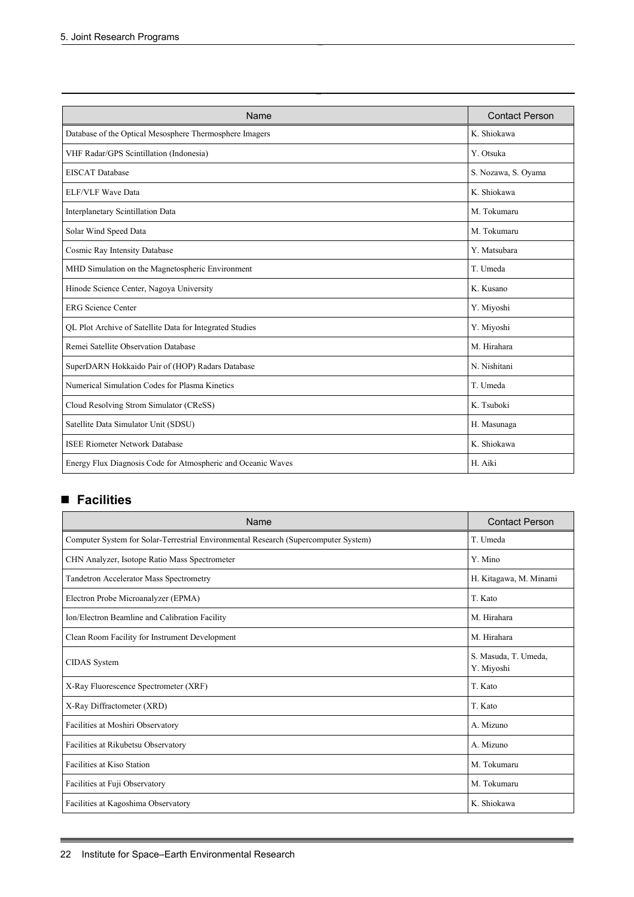| Name | Contact Person |
|---|---|
| Database of the Optical Mesosphere Thermosphere Imagers | K. Shiokawa |
| VHF Radar/GPS Scintillation (Indonesia) | Y. Otsuka |
| EISCAT Database | S. Nozawa, S. Oyama |
| ELF/VLF Wave Data | K. Shiokawa |
| Interplanetary Scintillation Data | M. Tokumaru |
| Solar Wind Speed Data | M. Tokumaru |
| Cosmic Ray Intensity Database | Y. Matsubara |
| MHD Simulation on the Magnetospheric Environment | T. Umeda |
| Hinode Science Center, Nagoya University | K. Kusano |
| ERG Science Center | Y. Miyoshi |
| QL Plot Archive of Satellite Data for Integrated Studies | Y. Miyoshi |
| Remei Satellite Observation Database | M. Hirahara |
| SuperDARN Hokkaido Pair of (HOP) Radars Database | N. Nishitani |
| Numerical Simulation Codes for Plasma Kinetics | T. Umeda |
| Cloud Resolving Strom Simulator (CReSS) | K. Tsuboki |
| Satellite Data Simulator Unit (SDSU) | H. Masunaga |
| ISEE Riometer Network Database | K. Shiokawa |
| Energy Flux Diagnosis Code for Atmospheric and Oceanic Waves | H. Aiki |

## ■ Facilities

| Name | Contact Person |
|---|---|
| Computer System for Solar-Terrestrial Environmental Research (Supercomputer System) | T. Umeda |
| CHN Analyzer, Isotope Ratio Mass Spectrometer | Y. Mino |
| Tandetron Accelerator Mass Spectrometry | H. Kitagawa, M. Minami |
| Electron Probe Microanalyzer (EPMA) | T. Kato |
| Ion/Electron Beamline and Calibration Facility | M. Hirahara |
| Clean Room Facility for Instrument Development | M. Hirahara |
| CIDAS System | S. Masuda, T. Umeda, Y. Miyoshi |
| X-Ray Fluorescence Spectrometer (XRF) | T. Kato |
| X-Ray Diffractometer (XRD) | T. Kato |
| Facilities at Moshiri Observatory | A. Mizuno |
| Facilities at Rikubetsu Observatory | A. Mizuno |
| Facilities at Kiso Station | M. Tokumaru |
| Facilities at Fuji Observatory | M. Tokumaru |
| Facilities at Kagoshima Observatory | K. Shiokawa |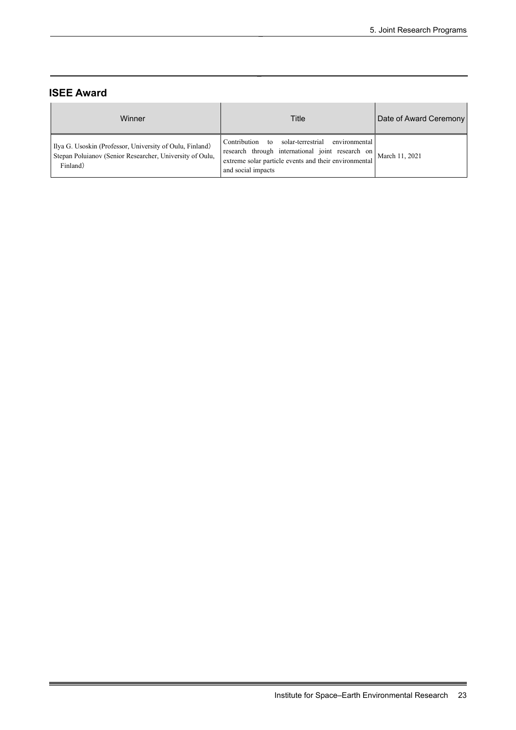## ISEE Award

| Winner | Title | Date of Award Ceremony |
| --- | --- | --- |
| Ilya G. Usoskin (Professor, University of Oulu, Finland) Stepan Poluianov (Senior Researcher, University of Oulu, Finland) | Contribution to solar-terrestrial environmental research through international joint research on extreme solar particle events and their environmental and social impacts | March 11, 2021 |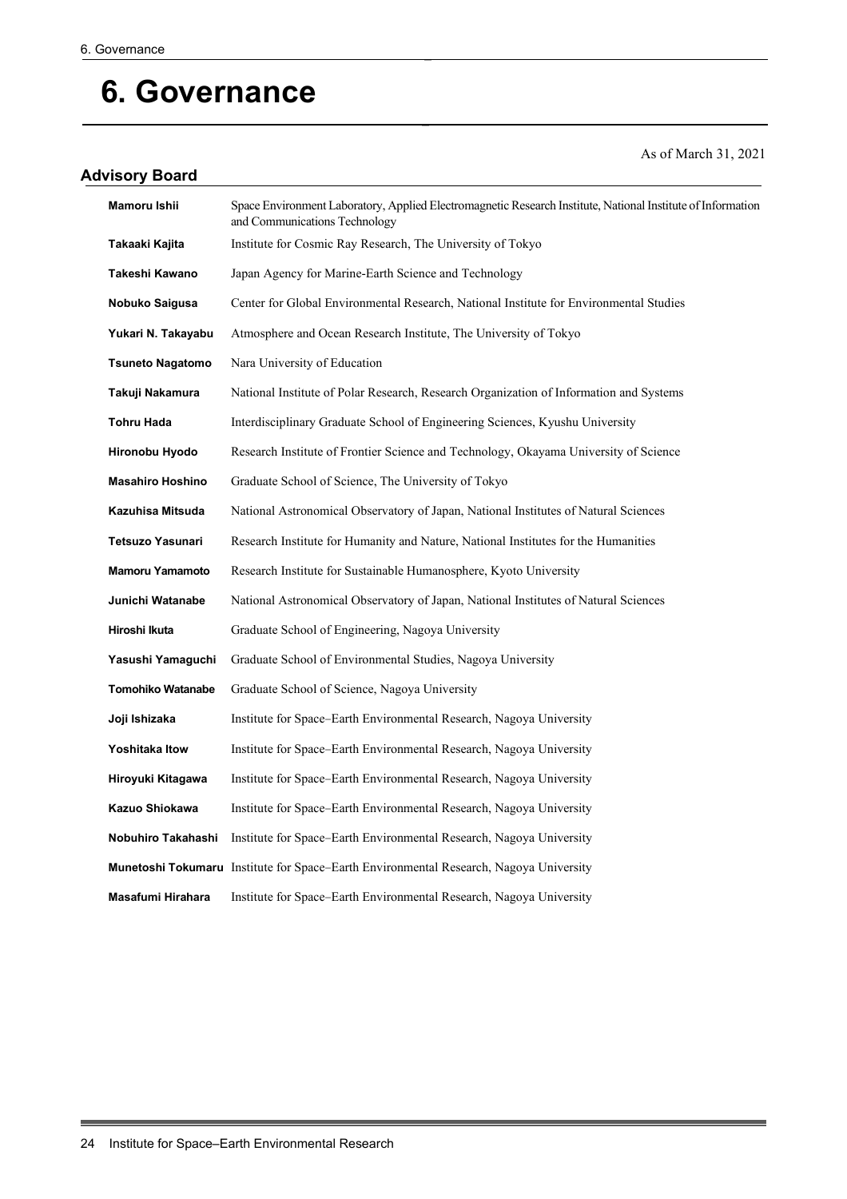# 6. Governance

As of March 31, 2021

## Advisory Board

| | |
|---|---|
| **Mamoru Ishii** | Space Environment Laboratory, Applied Electromagnetic Research Institute, National Institute of Information and Communications Technology |
| **Takaaki Kajita** | Institute for Cosmic Ray Research, The University of Tokyo |
| **Takeshi Kawano** | Japan Agency for Marine-Earth Science and Technology |
| **Nobuko Saigusa** | Center for Global Environmental Research, National Institute for Environmental Studies |
| **Yukari N. Takayabu** | Atmosphere and Ocean Research Institute, The University of Tokyo |
| **Tsuneto Nagatomo** | Nara University of Education |
| **Takuji Nakamura** | National Institute of Polar Research, Research Organization of Information and Systems |
| **Tohru Hada** | Interdisciplinary Graduate School of Engineering Sciences, Kyushu University |
| **Hironobu Hyodo** | Research Institute of Frontier Science and Technology, Okayama University of Science |
| **Masahiro Hoshino** | Graduate School of Science, The University of Tokyo |
| **Kazuhisa Mitsuda** | National Astronomical Observatory of Japan, National Institutes of Natural Sciences |
| **Tetsuzo Yasunari** | Research Institute for Humanity and Nature, National Institutes for the Humanities |
| **Mamoru Yamamoto** | Research Institute for Sustainable Humanosphere, Kyoto University |
| **Junichi Watanabe** | National Astronomical Observatory of Japan, National Institutes of Natural Sciences |
| **Hiroshi Ikuta** | Graduate School of Engineering, Nagoya University |
| **Yasushi Yamaguchi** | Graduate School of Environmental Studies, Nagoya University |
| **Tomohiko Watanabe** | Graduate School of Science, Nagoya University |
| **Joji Ishizaka** | Institute for Space–Earth Environmental Research, Nagoya University |
| **Yoshitaka Itow** | Institute for Space–Earth Environmental Research, Nagoya University |
| **Hiroyuki Kitagawa** | Institute for Space–Earth Environmental Research, Nagoya University |
| **Kazuo Shiokawa** | Institute for Space–Earth Environmental Research, Nagoya University |
| **Nobuhiro Takahashi** | Institute for Space–Earth Environmental Research, Nagoya University |
| **Munetoshi Tokumaru** | Institute for Space–Earth Environmental Research, Nagoya University |
| **Masafumi Hirahara** | Institute for Space–Earth Environmental Research, Nagoya University |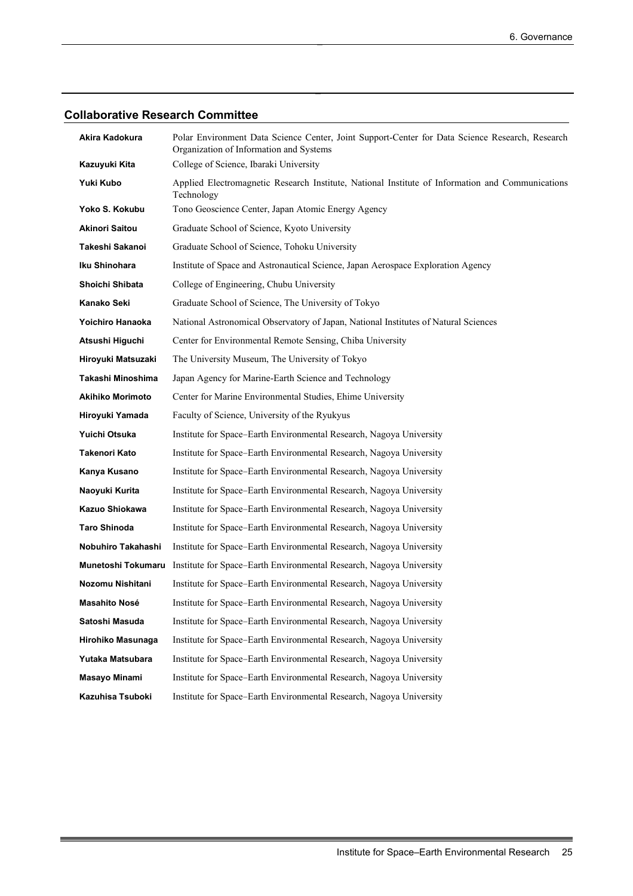## Collaborative Research Committee

| | |
|---|---|
| **Akira Kadokura** | Polar Environment Data Science Center, Joint Support-Center for Data Science Research, Research Organization of Information and Systems |
| **Kazuyuki Kita** | College of Science, Ibaraki University |
| **Yuki Kubo** | Applied Electromagnetic Research Institute, National Institute of Information and Communications Technology |
| **Yoko S. Kokubu** | Tono Geoscience Center, Japan Atomic Energy Agency |
| **Akinori Saitou** | Graduate School of Science, Kyoto University |
| **Takeshi Sakanoi** | Graduate School of Science, Tohoku University |
| **Iku Shinohara** | Institute of Space and Astronautical Science, Japan Aerospace Exploration Agency |
| **Shoichi Shibata** | College of Engineering, Chubu University |
| **Kanako Seki** | Graduate School of Science, The University of Tokyo |
| **Yoichiro Hanaoka** | National Astronomical Observatory of Japan, National Institutes of Natural Sciences |
| **Atsushi Higuchi** | Center for Environmental Remote Sensing, Chiba University |
| **Hiroyuki Matsuzaki** | The University Museum, The University of Tokyo |
| **Takashi Minoshima** | Japan Agency for Marine-Earth Science and Technology |
| **Akihiko Morimoto** | Center for Marine Environmental Studies, Ehime University |
| **Hiroyuki Yamada** | Faculty of Science, University of the Ryukyus |
| **Yuichi Otsuka** | Institute for Space–Earth Environmental Research, Nagoya University |
| **Takenori Kato** | Institute for Space–Earth Environmental Research, Nagoya University |
| **Kanya Kusano** | Institute for Space–Earth Environmental Research, Nagoya University |
| **Naoyuki Kurita** | Institute for Space–Earth Environmental Research, Nagoya University |
| **Kazuo Shiokawa** | Institute for Space–Earth Environmental Research, Nagoya University |
| **Taro Shinoda** | Institute for Space–Earth Environmental Research, Nagoya University |
| **Nobuhiro Takahashi** | Institute for Space–Earth Environmental Research, Nagoya University |
| **Munetoshi Tokumaru** | Institute for Space–Earth Environmental Research, Nagoya University |
| **Nozomu Nishitani** | Institute for Space–Earth Environmental Research, Nagoya University |
| **Masahito Nosé** | Institute for Space–Earth Environmental Research, Nagoya University |
| **Satoshi Masuda** | Institute for Space–Earth Environmental Research, Nagoya University |
| **Hirohiko Masunaga** | Institute for Space–Earth Environmental Research, Nagoya University |
| **Yutaka Matsubara** | Institute for Space–Earth Environmental Research, Nagoya University |
| **Masayo Minami** | Institute for Space–Earth Environmental Research, Nagoya University |
| **Kazuhisa Tsuboki** | Institute for Space–Earth Environmental Research, Nagoya University |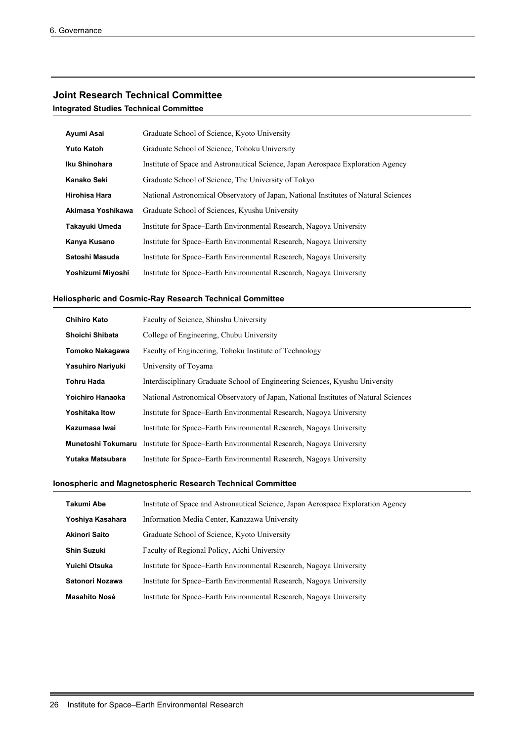## Joint Research Technical Committee

### Integrated Studies Technical Committee

| | |
|---|---|
| **Ayumi Asai** | Graduate School of Science, Kyoto University |
| **Yuto Katoh** | Graduate School of Science, Tohoku University |
| **Iku Shinohara** | Institute of Space and Astronautical Science, Japan Aerospace Exploration Agency |
| **Kanako Seki** | Graduate School of Science, The University of Tokyo |
| **Hirohisa Hara** | National Astronomical Observatory of Japan, National Institutes of Natural Sciences |
| **Akimasa Yoshikawa** | Graduate School of Sciences, Kyushu University |
| **Takayuki Umeda** | Institute for Space–Earth Environmental Research, Nagoya University |
| **Kanya Kusano** | Institute for Space–Earth Environmental Research, Nagoya University |
| **Satoshi Masuda** | Institute for Space–Earth Environmental Research, Nagoya University |
| **Yoshizumi Miyoshi** | Institute for Space–Earth Environmental Research, Nagoya University |

### Heliospheric and Cosmic-Ray Research Technical Committee

| | |
|---|---|
| **Chihiro Kato** | Faculty of Science, Shinshu University |
| **Shoichi Shibata** | College of Engineering, Chubu University |
| **Tomoko Nakagawa** | Faculty of Engineering, Tohoku Institute of Technology |
| **Yasuhiro Nariyuki** | University of Toyama |
| **Tohru Hada** | Interdisciplinary Graduate School of Engineering Sciences, Kyushu University |
| **Yoichiro Hanaoka** | National Astronomical Observatory of Japan, National Institutes of Natural Sciences |
| **Yoshitaka Itow** | Institute for Space–Earth Environmental Research, Nagoya University |
| **Kazumasa Iwai** | Institute for Space–Earth Environmental Research, Nagoya University |
| **Munetoshi Tokumaru** | Institute for Space–Earth Environmental Research, Nagoya University |
| **Yutaka Matsubara** | Institute for Space–Earth Environmental Research, Nagoya University |

### Ionospheric and Magnetospheric Research Technical Committee

| | |
|---|---|
| **Takumi Abe** | Institute of Space and Astronautical Science, Japan Aerospace Exploration Agency |
| **Yoshiya Kasahara** | Information Media Center, Kanazawa University |
| **Akinori Saito** | Graduate School of Science, Kyoto University |
| **Shin Suzuki** | Faculty of Regional Policy, Aichi University |
| **Yuichi Otsuka** | Institute for Space–Earth Environmental Research, Nagoya University |
| **Satonori Nozawa** | Institute for Space–Earth Environmental Research, Nagoya University |
| **Masahito Nosé** | Institute for Space–Earth Environmental Research, Nagoya University |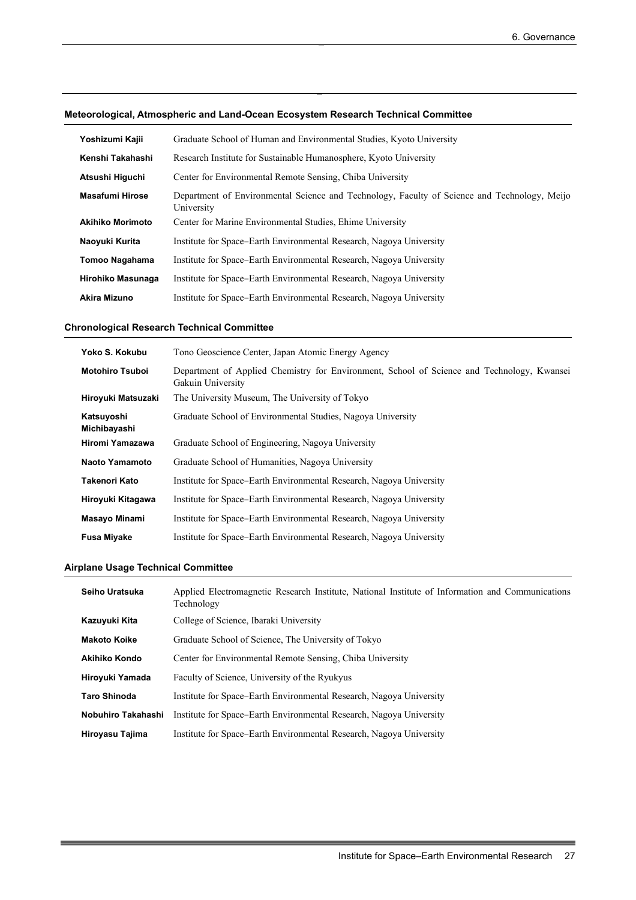### Meteorological, Atmospheric and Land-Ocean Ecosystem Research Technical Committee

| | |
|---|---|
| **Yoshizumi Kajii** | Graduate School of Human and Environmental Studies, Kyoto University |
| **Kenshi Takahashi** | Research Institute for Sustainable Humanosphere, Kyoto University |
| **Atsushi Higuchi** | Center for Environmental Remote Sensing, Chiba University |
| **Masafumi Hirose** | Department of Environmental Science and Technology, Faculty of Science and Technology, Meijo University |
| **Akihiko Morimoto** | Center for Marine Environmental Studies, Ehime University |
| **Naoyuki Kurita** | Institute for Space–Earth Environmental Research, Nagoya University |
| **Tomoo Nagahama** | Institute for Space–Earth Environmental Research, Nagoya University |
| **Hirohiko Masunaga** | Institute for Space–Earth Environmental Research, Nagoya University |
| **Akira Mizuno** | Institute for Space–Earth Environmental Research, Nagoya University |

### Chronological Research Technical Committee

| | |
|---|---|
| **Yoko S. Kokubu** | Tono Geoscience Center, Japan Atomic Energy Agency |
| **Motohiro Tsuboi** | Department of Applied Chemistry for Environment, School of Science and Technology, Kwansei Gakuin University |
| **Hiroyuki Matsuzaki** | The University Museum, The University of Tokyo |
| **Katsuyoshi Michibayashi** | Graduate School of Environmental Studies, Nagoya University |
| **Hiromi Yamazawa** | Graduate School of Engineering, Nagoya University |
| **Naoto Yamamoto** | Graduate School of Humanities, Nagoya University |
| **Takenori Kato** | Institute for Space–Earth Environmental Research, Nagoya University |
| **Hiroyuki Kitagawa** | Institute for Space–Earth Environmental Research, Nagoya University |
| **Masayo Minami** | Institute for Space–Earth Environmental Research, Nagoya University |
| **Fusa Miyake** | Institute for Space–Earth Environmental Research, Nagoya University |

### Airplane Usage Technical Committee

| | |
|---|---|
| **Seiho Uratsuka** | Applied Electromagnetic Research Institute, National Institute of Information and Communications Technology |
| **Kazuyuki Kita** | College of Science, Ibaraki University |
| **Makoto Koike** | Graduate School of Science, The University of Tokyo |
| **Akihiko Kondo** | Center for Environmental Remote Sensing, Chiba University |
| **Hiroyuki Yamada** | Faculty of Science, University of the Ryukyus |
| **Taro Shinoda** | Institute for Space–Earth Environmental Research, Nagoya University |
| **Nobuhiro Takahashi** | Institute for Space–Earth Environmental Research, Nagoya University |
| **Hiroyasu Tajima** | Institute for Space–Earth Environmental Research, Nagoya University |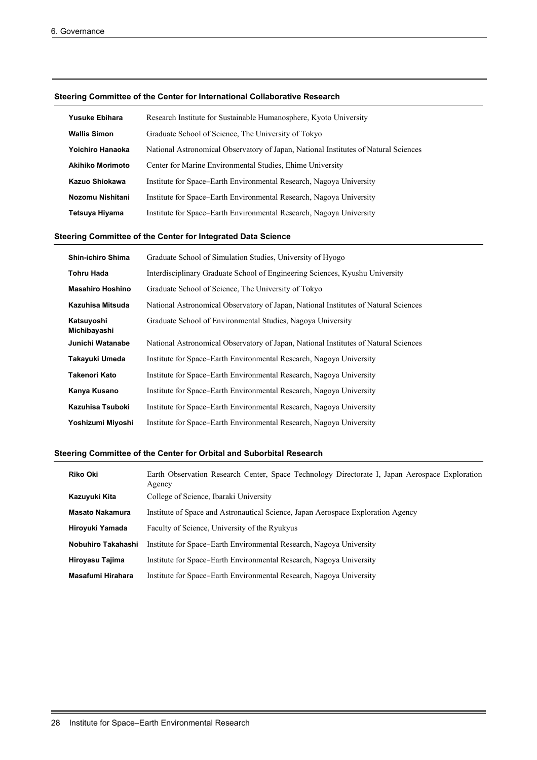### Steering Committee of the Center for International Collaborative Research

| | |
|---|---|
| **Yusuke Ebihara** | Research Institute for Sustainable Humanosphere, Kyoto University |
| **Wallis Simon** | Graduate School of Science, The University of Tokyo |
| **Yoichiro Hanaoka** | National Astronomical Observatory of Japan, National Institutes of Natural Sciences |
| **Akihiko Morimoto** | Center for Marine Environmental Studies, Ehime University |
| **Kazuo Shiokawa** | Institute for Space–Earth Environmental Research, Nagoya University |
| **Nozomu Nishitani** | Institute for Space–Earth Environmental Research, Nagoya University |
| **Tetsuya Hiyama** | Institute for Space–Earth Environmental Research, Nagoya University |

### Steering Committee of the Center for Integrated Data Science

| | |
|---|---|
| **Shin-ichiro Shima** | Graduate School of Simulation Studies, University of Hyogo |
| **Tohru Hada** | Interdisciplinary Graduate School of Engineering Sciences, Kyushu University |
| **Masahiro Hoshino** | Graduate School of Science, The University of Tokyo |
| **Kazuhisa Mitsuda** | National Astronomical Observatory of Japan, National Institutes of Natural Sciences |
| **Katsuyoshi Michibayashi** | Graduate School of Environmental Studies, Nagoya University |
| **Junichi Watanabe** | National Astronomical Observatory of Japan, National Institutes of Natural Sciences |
| **Takayuki Umeda** | Institute for Space–Earth Environmental Research, Nagoya University |
| **Takenori Kato** | Institute for Space–Earth Environmental Research, Nagoya University |
| **Kanya Kusano** | Institute for Space–Earth Environmental Research, Nagoya University |
| **Kazuhisa Tsuboki** | Institute for Space–Earth Environmental Research, Nagoya University |
| **Yoshizumi Miyoshi** | Institute for Space–Earth Environmental Research, Nagoya University |

### Steering Committee of the Center for Orbital and Suborbital Research

| | |
|---|---|
| **Riko Oki** | Earth Observation Research Center, Space Technology Directorate I, Japan Aerospace Exploration Agency |
| **Kazuyuki Kita** | College of Science, Ibaraki University |
| **Masato Nakamura** | Institute of Space and Astronautical Science, Japan Aerospace Exploration Agency |
| **Hiroyuki Yamada** | Faculty of Science, University of the Ryukyus |
| **Nobuhiro Takahashi** | Institute for Space–Earth Environmental Research, Nagoya University |
| **Hiroyasu Tajima** | Institute for Space–Earth Environmental Research, Nagoya University |
| **Masafumi Hirahara** | Institute for Space–Earth Environmental Research, Nagoya University |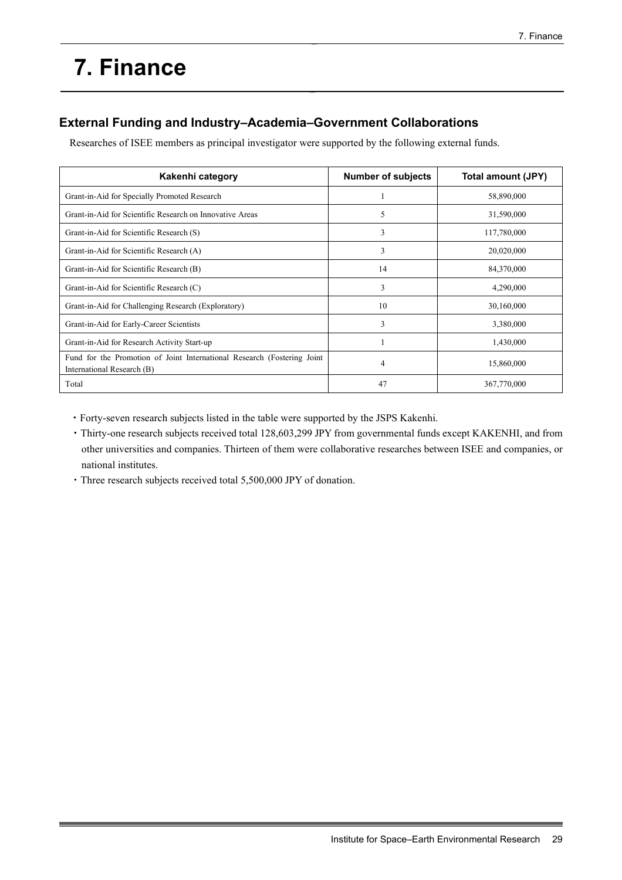# 7. Finance

## External Funding and Industry–Academia–Government Collaborations

Researches of ISEE members as principal investigator were supported by the following external funds.

| Kakenhi category | Number of subjects | Total amount (JPY) |
|---|---|---|
| Grant-in-Aid for Specially Promoted Research | 1 | 58,890,000 |
| Grant-in-Aid for Scientific Research on Innovative Areas | 5 | 31,590,000 |
| Grant-in-Aid for Scientific Research (S) | 3 | 117,780,000 |
| Grant-in-Aid for Scientific Research (A) | 3 | 20,020,000 |
| Grant-in-Aid for Scientific Research (B) | 14 | 84,370,000 |
| Grant-in-Aid for Scientific Research (C) | 3 | 4,290,000 |
| Grant-in-Aid for Challenging Research (Exploratory) | 10 | 30,160,000 |
| Grant-in-Aid for Early-Career Scientists | 3 | 3,380,000 |
| Grant-in-Aid for Research Activity Start-up | 1 | 1,430,000 |
| Fund for the Promotion of Joint International Research (Fostering Joint International Research (B) | 4 | 15,860,000 |
| Total | 47 | 367,770,000 |

- Forty-seven research subjects listed in the table were supported by the JSPS Kakenhi.
- Thirty-one research subjects received total 128,603,299 JPY from governmental funds except KAKENHI, and from other universities and companies. Thirteen of them were collaborative researches between ISEE and companies, or national institutes.
- Three research subjects received total 5,500,000 JPY of donation.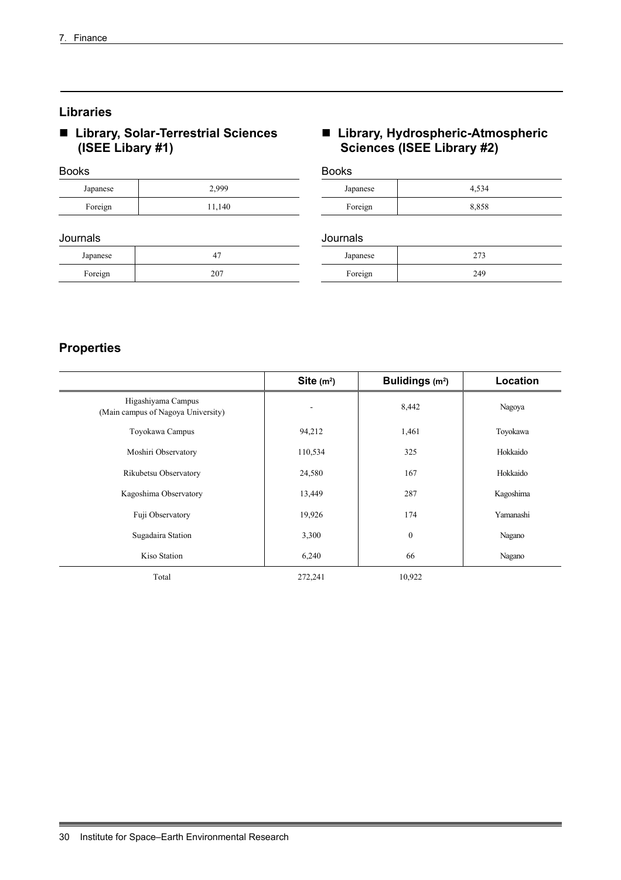## Libraries

### ■ Library, Solar-Terrestrial Sciences (ISEE Libary #1)

Books

| | |
|---|---|
| Japanese | 2,999 |
| Foreign | 11,140 |

Journals

| | |
|---|---|
| Japanese | 47 |
| Foreign | 207 |

### ■ Library, Hydrospheric-Atmospheric Sciences (ISEE Library #2)

Books

| | |
|---|---|
| Japanese | 4,534 |
| Foreign | 8,858 |

Journals

| | |
|---|---|
| Japanese | 273 |
| Foreign | 249 |

## Properties

| | Site ($m^2$) | Bulidings ($m^2$) | Location |
|---|---|---|---|
| Higashiyama Campus (Main campus of Nagoya University) | - | 8,442 | Nagoya |
| Toyokawa Campus | 94,212 | 1,461 | Toyokawa |
| Moshiri Observatory | 110,534 | 325 | Hokkaido |
| Rikubetsu Observatory | 24,580 | 167 | Hokkaido |
| Kagoshima Observatory | 13,449 | 287 | Kagoshima |
| Fuji Observatory | 19,926 | 174 | Yamanashi |
| Sugadaira Station | 3,300 | 0 | Nagano |
| Kiso Station | 6,240 | 66 | Nagano |
| Total | 272,241 | 10,922 | |